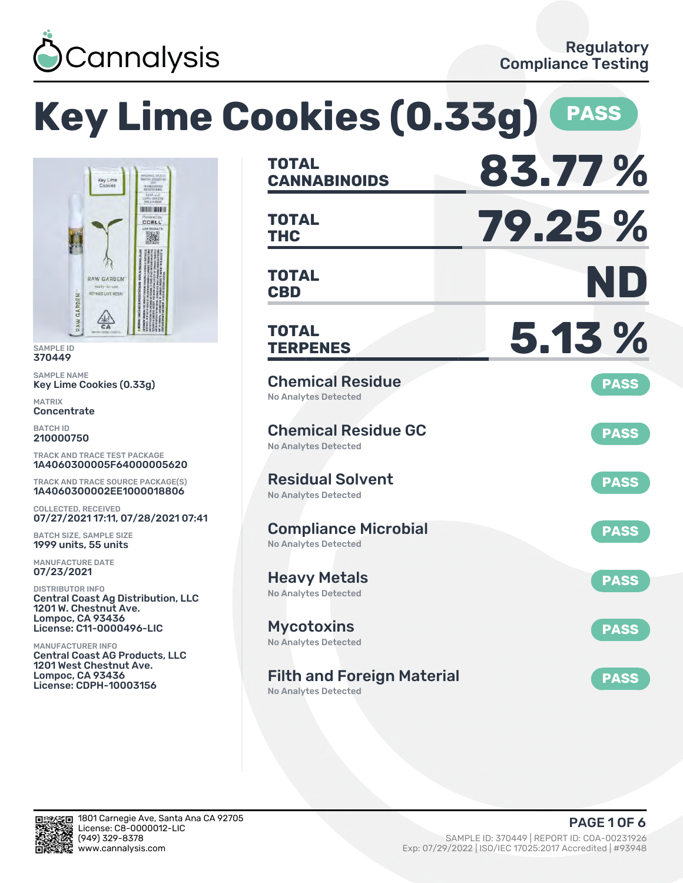Cannalysis

Regulatory Compliance Testing

# Key Lime Cookies (0.33g) PASS

SAMPLE ID
370449

SAMPLE NAME
Key Lime Cookies (0.33g)

MATRIX
Concentrate

BATCH ID
210000750

TRACK AND TRACE TEST PACKAGE
1A4060300005F64000005620

TRACK AND TRACE SOURCE PACKAGE(S)
1A4060300002EE1000018806

COLLECTED, RECEIVED
07/27/2021 17:11, 07/28/2021 07:41

BATCH SIZE, SAMPLE SIZE
1999 units, 55 units

MANUFACTURE DATE
07/23/2021

DISTRIBUTOR INFO
Central Coast Ag Distribution, LLC
1201 W. Chestnut Ave.
Lompoc, CA 93436
License: C11-0000496-LIC

MANUFACTURER INFO
Central Coast AG Products, LLC
1201 West Chestnut Ave.
Lompoc, CA 93436
License: CDPH-10003156

| | |
|---|---|
| **TOTAL CANNABINOIDS** | **83.77 %** |
| **TOTAL THC** | **79.25 %** |
| **TOTAL CBD** | **ND** |
| **TOTAL TERPENES** | **5.13 %** |

## Chemical Residue
No Analytes Detected — **PASS**

## Chemical Residue GC
No Analytes Detected — **PASS**

## Residual Solvent
No Analytes Detected — **PASS**

## Compliance Microbial
No Analytes Detected — **PASS**

## Heavy Metals
No Analytes Detected — **PASS**

## Mycotoxins
No Analytes Detected — **PASS**

## Filth and Foreign Material
No Analytes Detected — **PASS**

1801 Carnegie Ave, Santa Ana CA 92705
License: C8-0000012-LIC
(949) 329-8378
www.cannalysis.com

SAMPLE ID: 370449 | REPORT ID: COA-00231926
Exp: 07/29/2022 | ISO/IEC 17025:2017 Accredited | #93948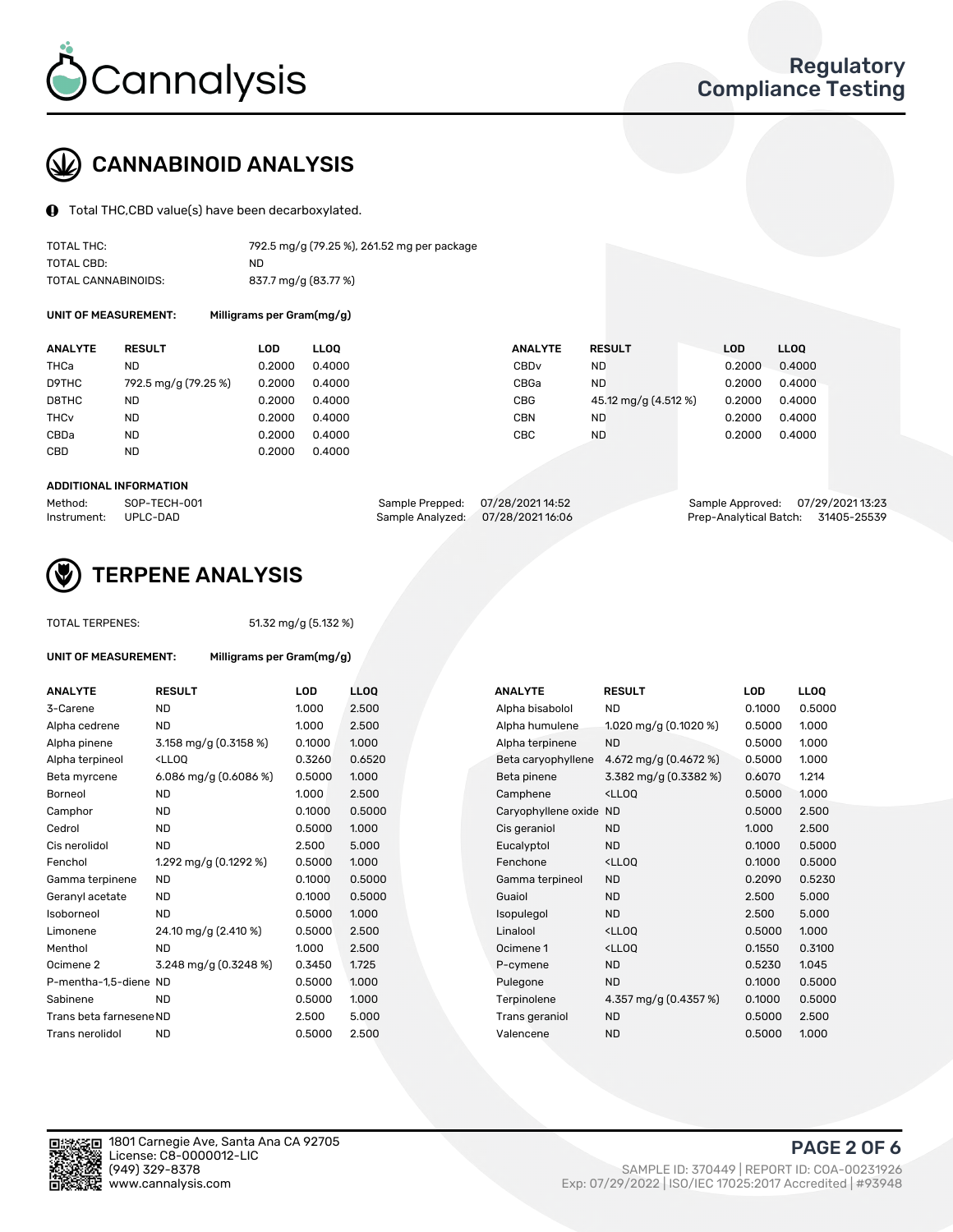# CANNABINOID ANALYSIS

Total THC,CBD value(s) have been decarboxylated.

| | |
|---|---|
| TOTAL THC: | 792.5 mg/g (79.25 %), 261.52 mg per package |
| TOTAL CBD: | ND |
| TOTAL CANNABINOIDS: | 837.7 mg/g (83.77 %) |

**UNIT OF MEASUREMENT:** Milligrams per Gram(mg/g)

| ANALYTE | RESULT | LOD | LLOQ | ANALYTE | RESULT | LOD | LLOQ |
|---|---|---|---|---|---|---|---|
| THCa | ND | 0.2000 | 0.4000 | CBDv | ND | 0.2000 | 0.4000 |
| D9THC | 792.5 mg/g (79.25 %) | 0.2000 | 0.4000 | CBGa | ND | 0.2000 | 0.4000 |
| D8THC | ND | 0.2000 | 0.4000 | CBG | 45.12 mg/g (4.512 %) | 0.2000 | 0.4000 |
| THCv | ND | 0.2000 | 0.4000 | CBN | ND | 0.2000 | 0.4000 |
| CBDa | ND | 0.2000 | 0.4000 | CBC | ND | 0.2000 | 0.4000 |
| CBD | ND | 0.2000 | 0.4000 | | | | |

**ADDITIONAL INFORMATION**

| | | | | | |
|---|---|---|---|---|---|
| Method: | SOP-TECH-001 | Sample Prepped: | 07/28/2021 14:52 | Sample Approved: | 07/29/2021 13:23 |
| Instrument: | UPLC-DAD | Sample Analyzed: | 07/28/2021 16:06 | Prep-Analytical Batch: | 31405-25539 |

# TERPENE ANALYSIS

TOTAL TERPENES: 51.32 mg/g (5.132 %)

**UNIT OF MEASUREMENT:** Milligrams per Gram(mg/g)

| ANALYTE | RESULT | LOD | LLOQ | ANALYTE | RESULT | LOD | LLOQ |
|---|---|---|---|---|---|---|---|
| 3-Carene | ND | 1.000 | 2.500 | Alpha bisabolol | ND | 0.1000 | 0.5000 |
| Alpha cedrene | ND | 1.000 | 2.500 | Alpha humulene | 1.020 mg/g (0.1020 %) | 0.5000 | 1.000 |
| Alpha pinene | 3.158 mg/g (0.3158 %) | 0.1000 | 1.000 | Alpha terpinene | ND | 0.5000 | 1.000 |
| Alpha terpineol | <LLOQ | 0.3260 | 0.6520 | Beta caryophyllene | 4.672 mg/g (0.4672 %) | 0.5000 | 1.000 |
| Beta myrcene | 6.086 mg/g (0.6086 %) | 0.5000 | 1.000 | Beta pinene | 3.382 mg/g (0.3382 %) | 0.6070 | 1.214 |
| Borneol | ND | 1.000 | 2.500 | Camphene | <LLOQ | 0.5000 | 1.000 |
| Camphor | ND | 0.1000 | 0.5000 | Caryophyllene oxide | ND | 0.5000 | 2.500 |
| Cedrol | ND | 0.5000 | 1.000 | Cis geraniol | ND | 1.000 | 2.500 |
| Cis nerolidol | ND | 2.500 | 5.000 | Eucalyptol | ND | 0.1000 | 0.5000 |
| Fenchol | 1.292 mg/g (0.1292 %) | 0.5000 | 1.000 | Fenchone | <LLOQ | 0.1000 | 0.5000 |
| Gamma terpinene | ND | 0.1000 | 0.5000 | Gamma terpineol | ND | 0.2090 | 0.5230 |
| Geranyl acetate | ND | 0.1000 | 0.5000 | Guaiol | ND | 2.500 | 5.000 |
| Isoborneol | ND | 0.5000 | 1.000 | Isopulegol | ND | 2.500 | 5.000 |
| Limonene | 24.10 mg/g (2.410 %) | 0.5000 | 2.500 | Linalool | <LLOQ | 0.5000 | 1.000 |
| Menthol | ND | 1.000 | 2.500 | Ocimene 1 | <LLOQ | 0.1550 | 0.3100 |
| Ocimene 2 | 3.248 mg/g (0.3248 %) | 0.3450 | 1.725 | P-cymene | ND | 0.5230 | 1.045 |
| P-mentha-1,5-diene | ND | 0.5000 | 1.000 | Pulegone | ND | 0.1000 | 0.5000 |
| Sabinene | ND | 0.5000 | 1.000 | Terpinolene | 4.357 mg/g (0.4357 %) | 0.1000 | 0.5000 |
| Trans beta farnesene | ND | 2.500 | 5.000 | Trans geraniol | ND | 0.5000 | 2.500 |
| Trans nerolidol | ND | 0.5000 | 2.500 | Valencene | ND | 0.5000 | 1.000 |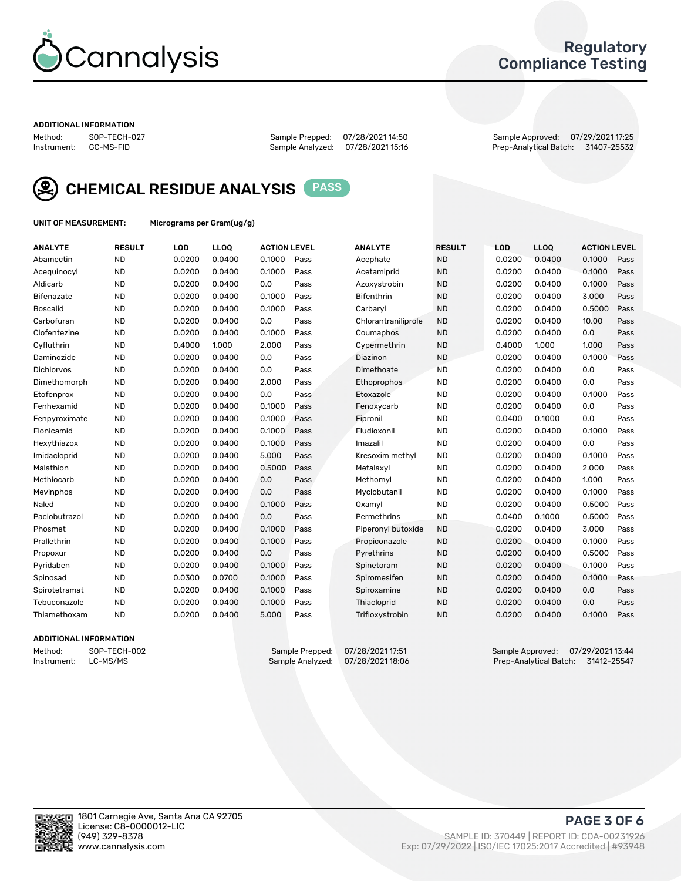Cannalysis

Regulatory Compliance Testing

**ADDITIONAL INFORMATION**

Method: SOP-TECH-027
Instrument: GC-MS-FID

Sample Prepped: 07/28/2021 14:50
Sample Analyzed: 07/28/2021 15:16

Sample Approved: 07/29/2021 17:25
Prep-Analytical Batch: 31407-25532

## CHEMICAL RESIDUE ANALYSIS PASS

**UNIT OF MEASUREMENT:** Micrograms per Gram(ug/g)

| ANALYTE | RESULT | LOD | LLOQ | ACTION LEVEL | | ANALYTE | RESULT | LOD | LLOQ | ACTION LEVEL | |
|---|---|---|---|---|---|---|---|---|---|---|---|
| Abamectin | ND | 0.0200 | 0.0400 | 0.1000 | Pass | Acephate | ND | 0.0200 | 0.0400 | 0.1000 | Pass |
| Acequinocyl | ND | 0.0200 | 0.0400 | 0.1000 | Pass | Acetamiprid | ND | 0.0200 | 0.0400 | 0.1000 | Pass |
| Aldicarb | ND | 0.0200 | 0.0400 | 0.0 | Pass | Azoxystrobin | ND | 0.0200 | 0.0400 | 0.1000 | Pass |
| Bifenazate | ND | 0.0200 | 0.0400 | 0.1000 | Pass | Bifenthrin | ND | 0.0200 | 0.0400 | 3.000 | Pass |
| Boscalid | ND | 0.0200 | 0.0400 | 0.1000 | Pass | Carbaryl | ND | 0.0200 | 0.0400 | 0.5000 | Pass |
| Carbofuran | ND | 0.0200 | 0.0400 | 0.0 | Pass | Chlorantraniliprole | ND | 0.0200 | 0.0400 | 10.00 | Pass |
| Clofentezine | ND | 0.0200 | 0.0400 | 0.1000 | Pass | Coumaphos | ND | 0.0200 | 0.0400 | 0.0 | Pass |
| Cyfluthrin | ND | 0.4000 | 1.000 | 2.000 | Pass | Cypermethrin | ND | 0.4000 | 1.000 | 1.000 | Pass |
| Daminozide | ND | 0.0200 | 0.0400 | 0.0 | Pass | Diazinon | ND | 0.0200 | 0.0400 | 0.1000 | Pass |
| Dichlorvos | ND | 0.0200 | 0.0400 | 0.0 | Pass | Dimethoate | ND | 0.0200 | 0.0400 | 0.0 | Pass |
| Dimethomorph | ND | 0.0200 | 0.0400 | 2.000 | Pass | Ethoprophos | ND | 0.0200 | 0.0400 | 0.0 | Pass |
| Etofenprox | ND | 0.0200 | 0.0400 | 0.0 | Pass | Etoxazole | ND | 0.0200 | 0.0400 | 0.1000 | Pass |
| Fenhexamid | ND | 0.0200 | 0.0400 | 0.1000 | Pass | Fenoxycarb | ND | 0.0200 | 0.0400 | 0.0 | Pass |
| Fenpyroximate | ND | 0.0200 | 0.0400 | 0.1000 | Pass | Fipronil | ND | 0.0400 | 0.1000 | 0.0 | Pass |
| Flonicamid | ND | 0.0200 | 0.0400 | 0.1000 | Pass | Fludioxonil | ND | 0.0200 | 0.0400 | 0.1000 | Pass |
| Hexythiazox | ND | 0.0200 | 0.0400 | 0.1000 | Pass | Imazalil | ND | 0.0200 | 0.0400 | 0.0 | Pass |
| Imidacloprid | ND | 0.0200 | 0.0400 | 5.000 | Pass | Kresoxim methyl | ND | 0.0200 | 0.0400 | 0.1000 | Pass |
| Malathion | ND | 0.0200 | 0.0400 | 0.5000 | Pass | Metalaxyl | ND | 0.0200 | 0.0400 | 2.000 | Pass |
| Methiocarb | ND | 0.0200 | 0.0400 | 0.0 | Pass | Methomyl | ND | 0.0200 | 0.0400 | 1.000 | Pass |
| Mevinphos | ND | 0.0200 | 0.0400 | 0.0 | Pass | Myclobutanil | ND | 0.0200 | 0.0400 | 0.1000 | Pass |
| Naled | ND | 0.0200 | 0.0400 | 0.1000 | Pass | Oxamyl | ND | 0.0200 | 0.0400 | 0.5000 | Pass |
| Paclobutrazol | ND | 0.0200 | 0.0400 | 0.0 | Pass | Permethrins | ND | 0.0400 | 0.1000 | 0.5000 | Pass |
| Phosmet | ND | 0.0200 | 0.0400 | 0.1000 | Pass | Piperonyl butoxide | ND | 0.0200 | 0.0400 | 3.000 | Pass |
| Prallethrin | ND | 0.0200 | 0.0400 | 0.1000 | Pass | Propiconazole | ND | 0.0200 | 0.0400 | 0.1000 | Pass |
| Propoxur | ND | 0.0200 | 0.0400 | 0.0 | Pass | Pyrethrins | ND | 0.0200 | 0.0400 | 0.5000 | Pass |
| Pyridaben | ND | 0.0200 | 0.0400 | 0.1000 | Pass | Spinetoram | ND | 0.0200 | 0.0400 | 0.1000 | Pass |
| Spinosad | ND | 0.0300 | 0.0700 | 0.1000 | Pass | Spiromesifen | ND | 0.0200 | 0.0400 | 0.1000 | Pass |
| Spirotetramat | ND | 0.0200 | 0.0400 | 0.1000 | Pass | Spiroxamine | ND | 0.0200 | 0.0400 | 0.0 | Pass |
| Tebuconazole | ND | 0.0200 | 0.0400 | 0.1000 | Pass | Thiacloprid | ND | 0.0200 | 0.0400 | 0.0 | Pass |
| Thiamethoxam | ND | 0.0200 | 0.0400 | 5.000 | Pass | Trifloxystrobin | ND | 0.0200 | 0.0400 | 0.1000 | Pass |

**ADDITIONAL INFORMATION**

Method: SOP-TECH-002
Instrument: LC-MS/MS

Sample Prepped: 07/28/2021 17:51
Sample Analyzed: 07/28/2021 18:06

Sample Approved: 07/29/2021 13:44
Prep-Analytical Batch: 31412-25547

1801 Carnegie Ave, Santa Ana CA 92705
License: C8-0000012-LIC
(949) 329-8378
www.cannalysis.com

SAMPLE ID: 370449 | REPORT ID: COA-00231926
Exp: 07/29/2022 | ISO/IEC 17025:2017 Accredited | #93948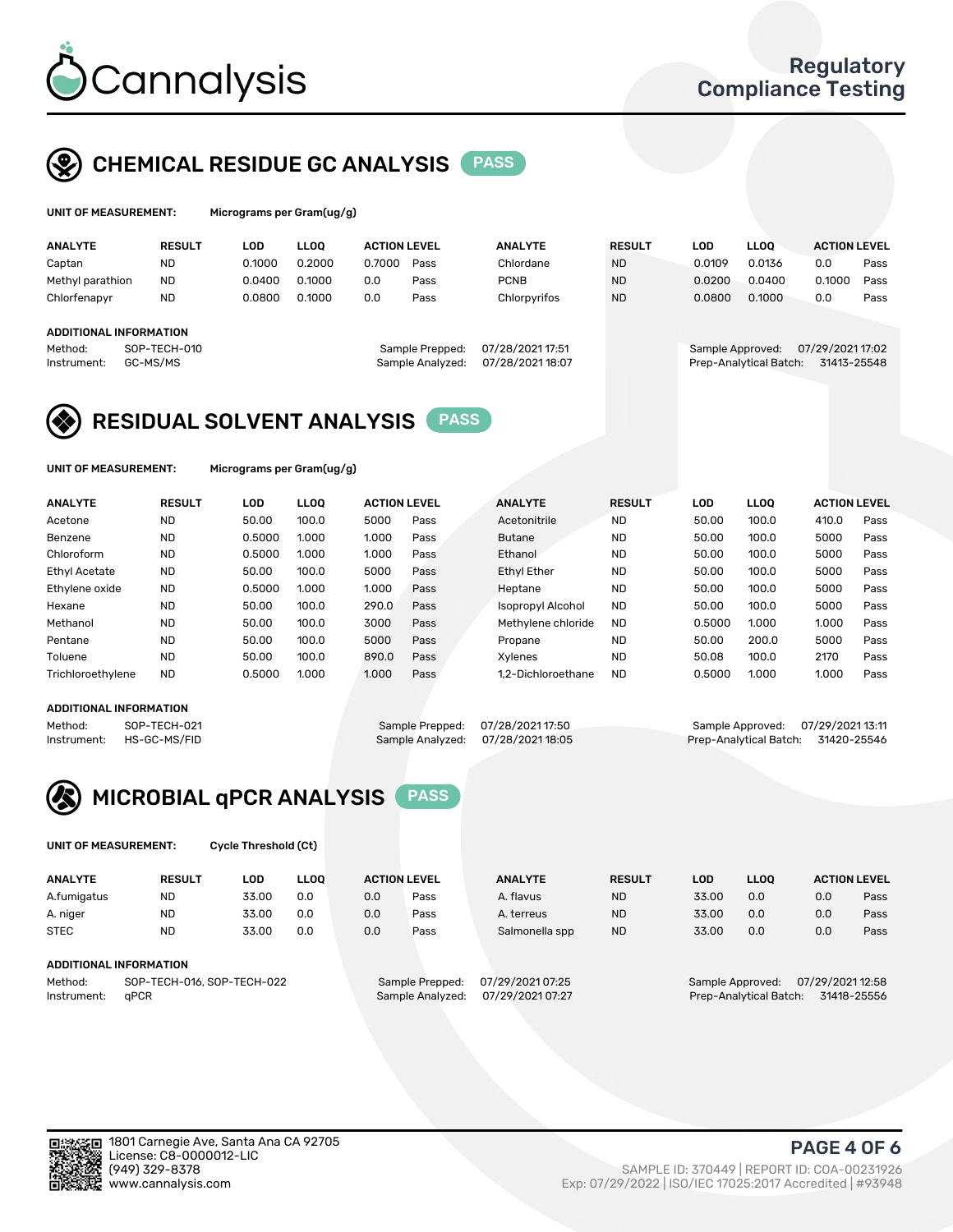Cannalysis

Regulatory Compliance Testing

## CHEMICAL RESIDUE GC ANALYSIS PASS

**UNIT OF MEASUREMENT:** Micrograms per Gram(ug/g)

| ANALYTE | RESULT | LOD | LLOQ | ACTION LEVEL | | ANALYTE | RESULT | LOD | LLOQ | ACTION LEVEL | |
|---|---|---|---|---|---|---|---|---|---|---|---|
| Captan | ND | 0.1000 | 0.2000 | 0.7000 | Pass | Chlordane | ND | 0.0109 | 0.0136 | 0.0 | Pass |
| Methyl parathion | ND | 0.0400 | 0.1000 | 0.0 | Pass | PCNB | ND | 0.0200 | 0.0400 | 0.1000 | Pass |
| Chlorfenapyr | ND | 0.0800 | 0.1000 | 0.0 | Pass | Chlorpyrifos | ND | 0.0800 | 0.1000 | 0.0 | Pass |

**ADDITIONAL INFORMATION**

Method: SOP-TECH-010
Instrument: GC-MS/MS
Sample Prepped: 07/28/2021 17:51
Sample Analyzed: 07/28/2021 18:07
Sample Approved: 07/29/2021 17:02
Prep-Analytical Batch: 31413-25548

## RESIDUAL SOLVENT ANALYSIS PASS

**UNIT OF MEASUREMENT:** Micrograms per Gram(ug/g)

| ANALYTE | RESULT | LOD | LLOQ | ACTION LEVEL | | ANALYTE | RESULT | LOD | LLOQ | ACTION LEVEL | |
|---|---|---|---|---|---|---|---|---|---|---|---|
| Acetone | ND | 50.00 | 100.0 | 5000 | Pass | Acetonitrile | ND | 50.00 | 100.0 | 410.0 | Pass |
| Benzene | ND | 0.5000 | 1.000 | 1.000 | Pass | Butane | ND | 50.00 | 100.0 | 5000 | Pass |
| Chloroform | ND | 0.5000 | 1.000 | 1.000 | Pass | Ethanol | ND | 50.00 | 100.0 | 5000 | Pass |
| Ethyl Acetate | ND | 50.00 | 100.0 | 5000 | Pass | Ethyl Ether | ND | 50.00 | 100.0 | 5000 | Pass |
| Ethylene oxide | ND | 0.5000 | 1.000 | 1.000 | Pass | Heptane | ND | 50.00 | 100.0 | 5000 | Pass |
| Hexane | ND | 50.00 | 100.0 | 290.0 | Pass | Isopropyl Alcohol | ND | 50.00 | 100.0 | 5000 | Pass |
| Methanol | ND | 50.00 | 100.0 | 3000 | Pass | Methylene chloride | ND | 0.5000 | 1.000 | 1.000 | Pass |
| Pentane | ND | 50.00 | 100.0 | 5000 | Pass | Propane | ND | 50.00 | 200.0 | 5000 | Pass |
| Toluene | ND | 50.00 | 100.0 | 890.0 | Pass | Xylenes | ND | 50.08 | 100.0 | 2170 | Pass |
| Trichloroethylene | ND | 0.5000 | 1.000 | 1.000 | Pass | 1,2-Dichloroethane | ND | 0.5000 | 1.000 | 1.000 | Pass |

**ADDITIONAL INFORMATION**

Method: SOP-TECH-021
Instrument: HS-GC-MS/FID
Sample Prepped: 07/28/2021 17:50
Sample Analyzed: 07/28/2021 18:05
Sample Approved: 07/29/2021 13:11
Prep-Analytical Batch: 31420-25546

## MICROBIAL qPCR ANALYSIS PASS

**UNIT OF MEASUREMENT:** Cycle Threshold (Ct)

| ANALYTE | RESULT | LOD | LLOQ | ACTION LEVEL | | ANALYTE | RESULT | LOD | LLOQ | ACTION LEVEL | |
|---|---|---|---|---|---|---|---|---|---|---|---|
| A.fumigatus | ND | 33.00 | 0.0 | 0.0 | Pass | A. flavus | ND | 33.00 | 0.0 | 0.0 | Pass |
| A. niger | ND | 33.00 | 0.0 | 0.0 | Pass | A. terreus | ND | 33.00 | 0.0 | 0.0 | Pass |
| STEC | ND | 33.00 | 0.0 | 0.0 | Pass | Salmonella spp | ND | 33.00 | 0.0 | 0.0 | Pass |

**ADDITIONAL INFORMATION**

Method: SOP-TECH-016, SOP-TECH-022
Instrument: qPCR
Sample Prepped: 07/29/2021 07:25
Sample Analyzed: 07/29/2021 07:27
Sample Approved: 07/29/2021 12:58
Prep-Analytical Batch: 31418-25556

1801 Carnegie Ave, Santa Ana CA 92705
License: C8-0000012-LIC
(949) 329-8378
www.cannalysis.com

SAMPLE ID: 370449 | REPORT ID: COA-00231926
Exp: 07/29/2022 | ISO/IEC 17025:2017 Accredited | #93948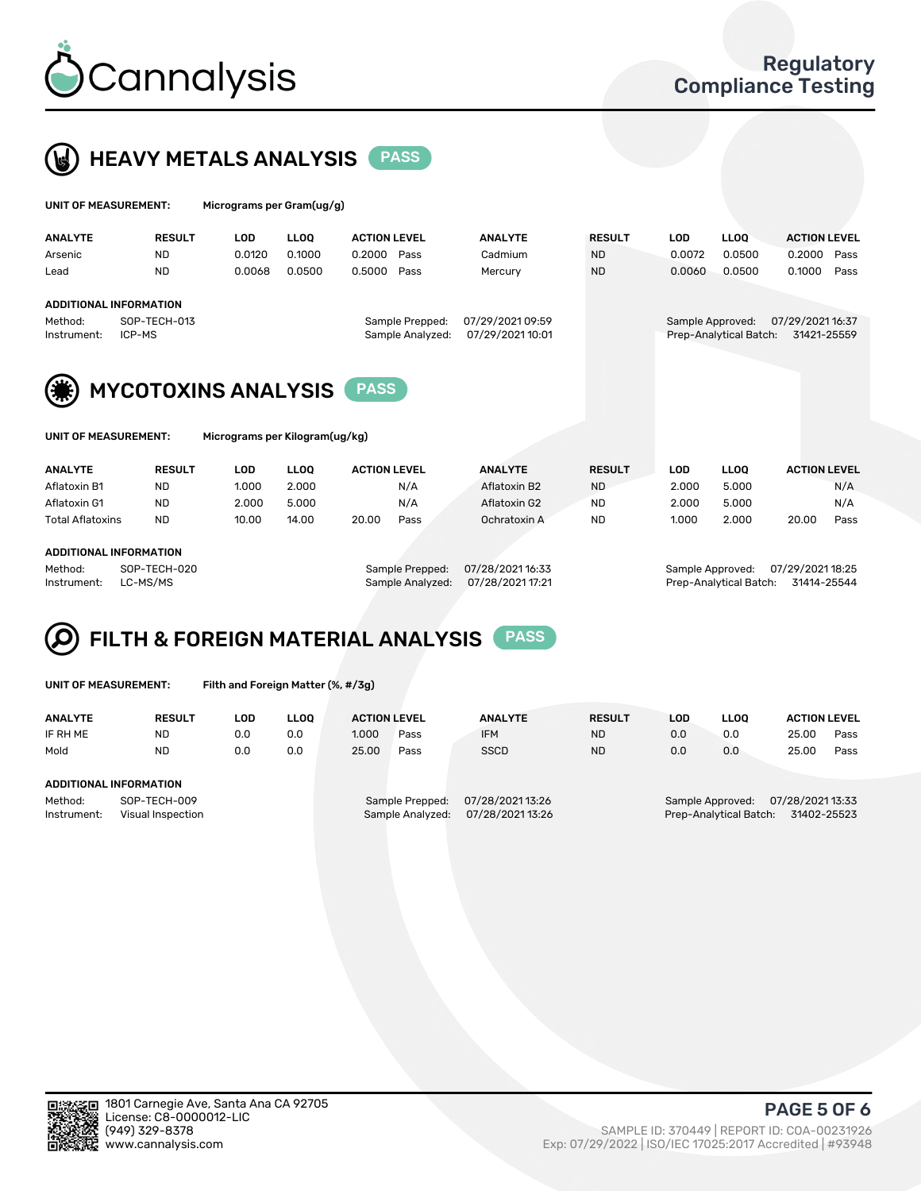Cannalysis

Regulatory Compliance Testing

## HEAVY METALS ANALYSIS PASS

**UNIT OF MEASUREMENT:** Micrograms per Gram(ug/g)

| ANALYTE | RESULT | LOD | LLOQ | ACTION LEVEL | | ANALYTE | RESULT | LOD | LLOQ | ACTION LEVEL | |
|---|---|---|---|---|---|---|---|---|---|---|---|
| Arsenic | ND | 0.0120 | 0.1000 | 0.2000 | Pass | Cadmium | ND | 0.0072 | 0.0500 | 0.2000 | Pass |
| Lead | ND | 0.0068 | 0.0500 | 0.5000 | Pass | Mercury | ND | 0.0060 | 0.0500 | 0.1000 | Pass |

**ADDITIONAL INFORMATION**

Method: SOP-TECH-013
Instrument: ICP-MS
Sample Prepped: 07/29/2021 09:59
Sample Analyzed: 07/29/2021 10:01
Sample Approved: 07/29/2021 16:37
Prep-Analytical Batch: 31421-25559

## MYCOTOXINS ANALYSIS PASS

**UNIT OF MEASUREMENT:** Micrograms per Kilogram(ug/kg)

| ANALYTE | RESULT | LOD | LLOQ | ACTION LEVEL | | ANALYTE | RESULT | LOD | LLOQ | ACTION LEVEL | |
|---|---|---|---|---|---|---|---|---|---|---|---|
| Aflatoxin B1 | ND | 1.000 | 2.000 | | N/A | Aflatoxin B2 | ND | 2.000 | 5.000 | | N/A |
| Aflatoxin G1 | ND | 2.000 | 5.000 | | N/A | Aflatoxin G2 | ND | 2.000 | 5.000 | | N/A |
| Total Aflatoxins | ND | 10.00 | 14.00 | 20.00 | Pass | Ochratoxin A | ND | 1.000 | 2.000 | 20.00 | Pass |

**ADDITIONAL INFORMATION**

Method: SOP-TECH-020
Instrument: LC-MS/MS
Sample Prepped: 07/28/2021 16:33
Sample Analyzed: 07/28/2021 17:21
Sample Approved: 07/29/2021 18:25
Prep-Analytical Batch: 31414-25544

## FILTH & FOREIGN MATERIAL ANALYSIS PASS

**UNIT OF MEASUREMENT:** Filth and Foreign Matter (%, #/3g)

| ANALYTE | RESULT | LOD | LLOQ | ACTION LEVEL | | ANALYTE | RESULT | LOD | LLOQ | ACTION LEVEL | |
|---|---|---|---|---|---|---|---|---|---|---|---|
| IF RH ME | ND | 0.0 | 0.0 | 1.000 | Pass | IFM | ND | 0.0 | 0.0 | 25.00 | Pass |
| Mold | ND | 0.0 | 0.0 | 25.00 | Pass | SSCD | ND | 0.0 | 0.0 | 25.00 | Pass |

**ADDITIONAL INFORMATION**

Method: SOP-TECH-009
Instrument: Visual Inspection
Sample Prepped: 07/28/2021 13:26
Sample Analyzed: 07/28/2021 13:26
Sample Approved: 07/28/2021 13:33
Prep-Analytical Batch: 31402-25523

1801 Carnegie Ave, Santa Ana CA 92705
License: C8-0000012-LIC
(949) 329-8378
www.cannalysis.com

SAMPLE ID: 370449 | REPORT ID: COA-00231926
Exp: 07/29/2022 | ISO/IEC 17025:2017 Accredited | #93948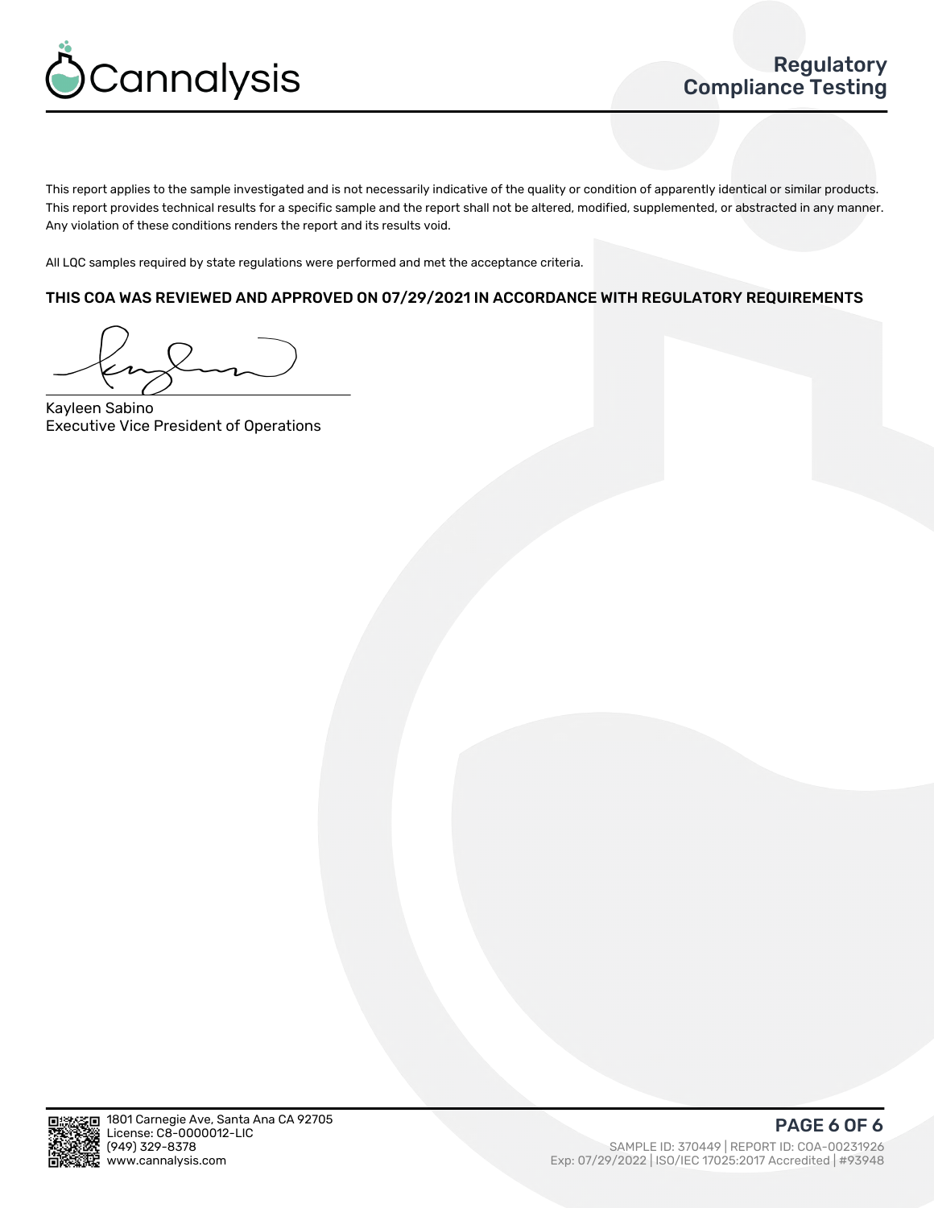This report applies to the sample investigated and is not necessarily indicative of the quality or condition of apparently identical or similar products. This report provides technical results for a specific sample and the report shall not be altered, modified, supplemented, or abstracted in any manner. Any violation of these conditions renders the report and its results void.

All LQC samples required by state regulations were performed and met the acceptance criteria.

**THIS COA WAS REVIEWED AND APPROVED ON 07/29/2021 IN ACCORDANCE WITH REGULATORY REQUIREMENTS**

Kayleen Sabino
Executive Vice President of Operations